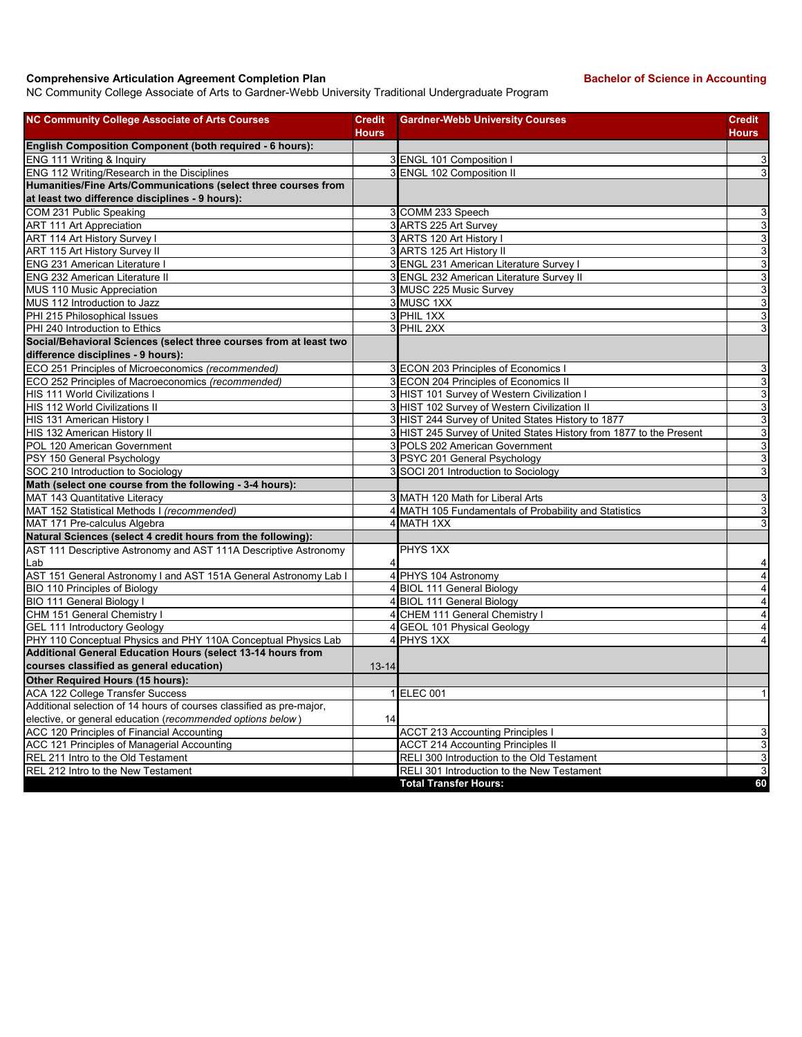**Comprehensive Articulation Agreement Completion Plan** **Bachelor of Science in Accounting**

NC Community College Associate of Arts to Gardner-Webb University Traditional Undergraduate Program

| NC Community College Associate of Arts Courses | Credit Hours | Gardner-Webb University Courses | Credit Hours |
|---|---|---|---|
| **English Composition Component (both required - 6 hours):** | | | |
| ENG 111 Writing & Inquiry | 3 | ENGL 101 Composition I | 3 |
| ENG 112 Writing/Research in the Disciplines | 3 | ENGL 102 Composition II | 3 |
| **Humanities/Fine Arts/Communications (select three courses from at least two difference disciplines - 9 hours):** | | | |
| COM 231 Public Speaking | 3 | COMM 233 Speech | 3 |
| ART 111 Art Appreciation | 3 | ARTS 225 Art Survey | 3 |
| ART 114 Art History Survey I | 3 | ARTS 120 Art History I | 3 |
| ART 115 Art History Survey II | 3 | ARTS 125 Art History II | 3 |
| ENG 231 American Literature I | 3 | ENGL 231 American Literature Survey I | 3 |
| ENG 232 American Literature II | 3 | ENGL 232 American Literature Survey II | 3 |
| MUS 110 Music Appreciation | 3 | MUSC 225 Music Survey | 3 |
| MUS 112 Introduction to Jazz | 3 | MUSC 1XX | 3 |
| PHI 215 Philosophical Issues | 3 | PHIL 1XX | 3 |
| PHI 240 Introduction to Ethics | 3 | PHIL 2XX | 3 |
| **Social/Behavioral Sciences (select three courses from at least two difference disciplines - 9 hours):** | | | |
| ECO 251 Principles of Microeconomics *(recommended)* | 3 | ECON 203 Principles of Economics I | 3 |
| ECO 252 Principles of Macroeconomics *(recommended)* | 3 | ECON 204 Principles of Economics II | 3 |
| HIS 111 World Civilizations I | 3 | HIST 101 Survey of Western Civilization I | 3 |
| HIS 112 World Civilizations II | 3 | HIST 102 Survey of Western Civilization II | 3 |
| HIS 131 American History I | 3 | HIST 244 Survey of United States History to 1877 | 3 |
| HIS 132 American History II | 3 | HIST 245 Survey of United States History from 1877 to the Present | 3 |
| POL 120 American Government | 3 | POLS 202 American Government | 3 |
| PSY 150 General Psychology | 3 | PSYC 201 General Psychology | 3 |
| SOC 210 Introduction to Sociology | 3 | SOCI 201 Introduction to Sociology | 3 |
| **Math (select one course from the following - 3-4 hours):** | | | |
| MAT 143 Quantitative Literacy | 3 | MATH 120 Math for Liberal Arts | 3 |
| MAT 152 Statistical Methods I *(recommended)* | 4 | MATH 105 Fundamentals of Probability and Statistics | 3 |
| MAT 171 Pre-calculus Algebra | 4 | MATH 1XX | 3 |
| **Natural Sciences (select 4 credit hours from the following):** | | | |
| AST 111 Descriptive Astronomy and AST 111A Descriptive Astronomy Lab | 4 | PHYS 1XX | 4 |
| AST 151 General Astronomy I and AST 151A General Astronomy Lab I | 4 | PHYS 104 Astronomy | 4 |
| BIO 110 Principles of Biology | 4 | BIOL 111 General Biology | 4 |
| BIO 111 General Biology I | 4 | BIOL 111 General Biology | 4 |
| CHM 151 General Chemistry I | 4 | CHEM 111 General Chemistry I | 4 |
| GEL 111 Introductory Geology | 4 | GEOL 101 Physical Geology | 4 |
| PHY 110 Conceptual Physics and PHY 110A Conceptual Physics Lab | 4 | PHYS 1XX | 4 |
| **Additional General Education Hours (select 13-14 hours from courses classified as general education)** | 13-14 | | |
| **Other Required Hours (15 hours):** | | | |
| ACA 122 College Transfer Success | 1 | ELEC 001 | 1 |
| Additional selection of 14 hours of courses classified as pre-major, elective, or general education (*recommended options below*) | 14 | | |
| ACC 120 Principles of Financial Accounting | | ACCT 213 Accounting Principles I | 3 |
| ACC 121 Principles of Managerial Accounting | | ACCT 214 Accounting Principles II | 3 |
| REL 211 Intro to the Old Testament | | RELI 300 Introduction to the Old Testament | 3 |
| REL 212 Intro to the New Testament | | RELI 301 Introduction to the New Testament | 3 |
| | | **Total Transfer Hours:** | **60** |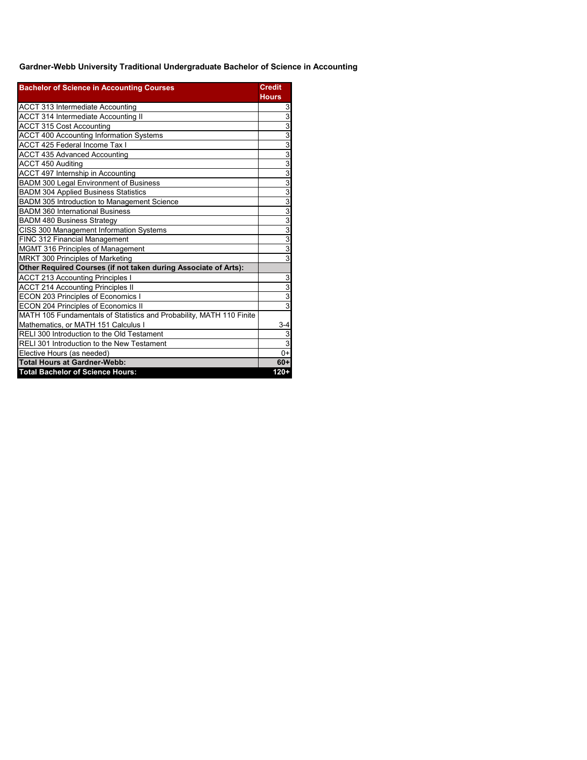**Gardner-Webb University Traditional Undergraduate Bachelor of Science in Accounting**

| Bachelor of Science in Accounting Courses | Credit Hours |
|---|---|
| ACCT 313 Intermediate Accounting | 3 |
| ACCT 314 Intermediate Accounting II | 3 |
| ACCT 315 Cost Accounting | 3 |
| ACCT 400 Accounting Information Systems | 3 |
| ACCT 425 Federal Income Tax I | 3 |
| ACCT 435 Advanced Accounting | 3 |
| ACCT 450 Auditing | 3 |
| ACCT 497 Internship in Accounting | 3 |
| BADM 300 Legal Environment of Business | 3 |
| BADM 304 Applied Business Statistics | 3 |
| BADM 305 Introduction to Management Science | 3 |
| BADM 360 International Business | 3 |
| BADM 480 Business Strategy | 3 |
| CISS 300 Management Information Systems | 3 |
| FINC 312 Financial Management | 3 |
| MGMT 316 Principles of Management | 3 |
| MRKT 300 Principles of Marketing | 3 |
| **Other Required Courses (if not taken during Associate of Arts):** | |
| ACCT 213 Accounting Principles I | 3 |
| ACCT 214 Accounting Principles II | 3 |
| ECON 203 Principles of Economics I | 3 |
| ECON 204 Principles of Economics II | 3 |
| MATH 105 Fundamentals of Statistics and Probability, MATH 110 Finite Mathematics, or MATH 151 Calculus I | 3-4 |
| RELI 300 Introduction to the Old Testament | 3 |
| RELI 301 Introduction to the New Testament | 3 |
| Elective Hours (as needed) | 0+ |
| **Total Hours at Gardner-Webb:** | **60+** |
| **Total Bachelor of Science Hours:** | **120+** |